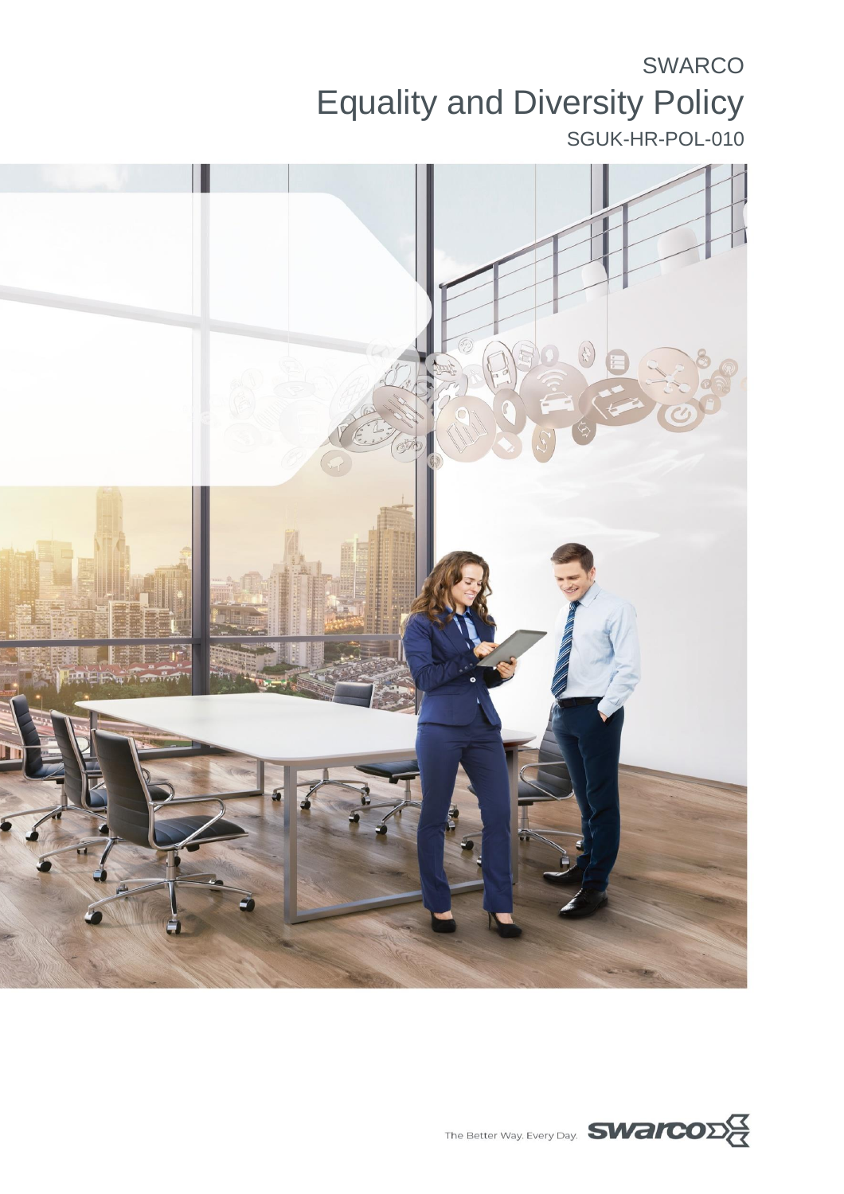SWARCO

# Equality and Diversity Policy

SGUK-HR-POL-010

The Better Way. Every Day.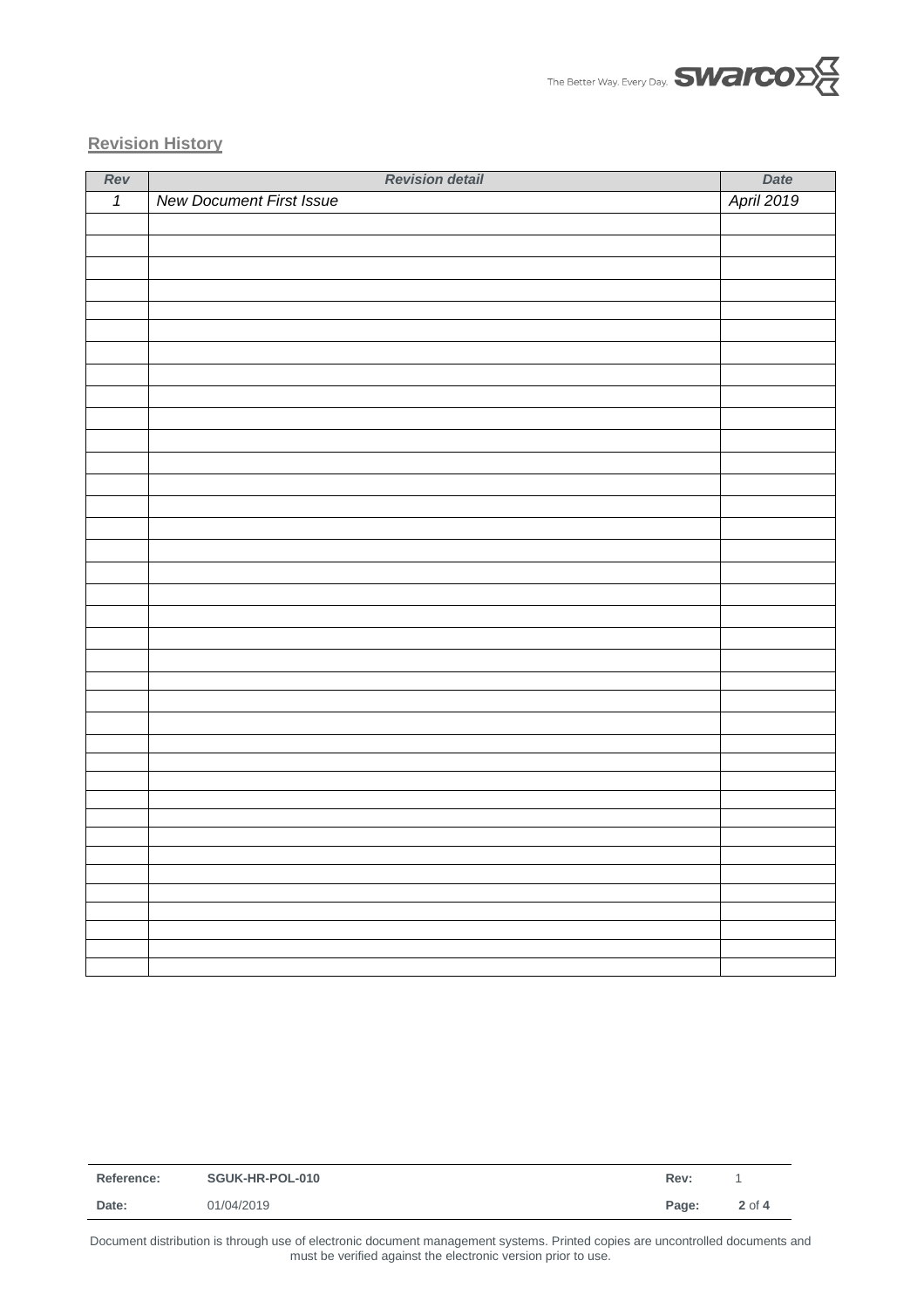## Revision History

| *Rev* | *Revision detail* | *Date* |
|---|---|---|
| *1* | *New Document First Issue* | *April 2019* |
| | | |
| | | |
| | | |
| | | |
| | | |
| | | |
| | | |
| | | |
| | | |
| | | |
| | | |
| | | |
| | | |
| | | |
| | | |
| | | |
| | | |
| | | |
| | | |
| | | |
| | | |
| | | |
| | | |
| | | |
| | | |
| | | |
| | | |
| | | |
| | | |
| | | |
| | | |
| | | |
| | | |
| | | |
| | | |
| | | |
| | | |
| | | |

| **Reference:** | **SGUK-HR-POL-010** | **Rev:** | 1 |
|---|---|---|---|
| **Date:** | 01/04/2019 | **Page:** | **2** of **4** |

Document distribution is through use of electronic document management systems. Printed copies are uncontrolled documents and must be verified against the electronic version prior to use.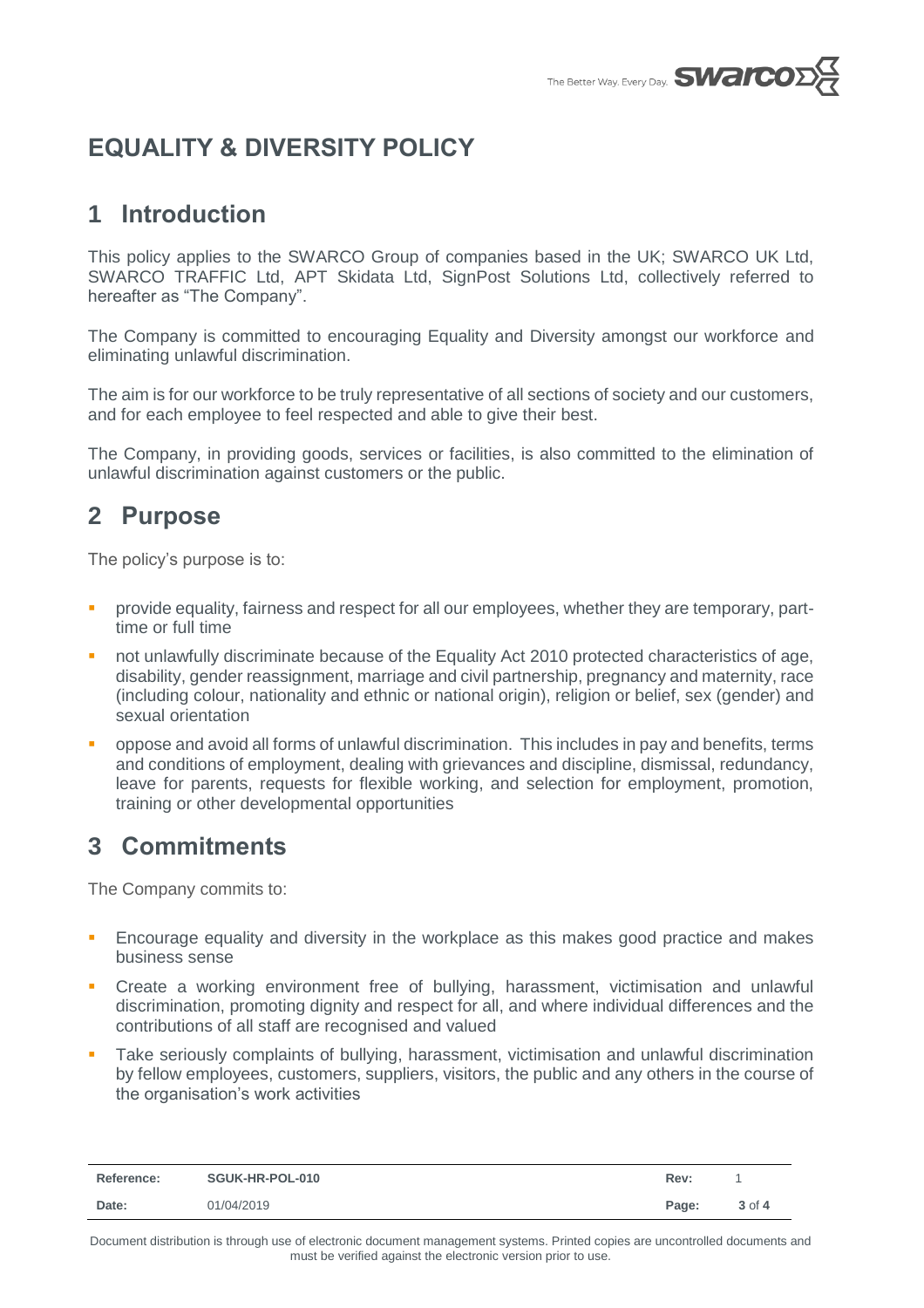# EQUALITY & DIVERSITY POLICY

## 1 Introduction

This policy applies to the SWARCO Group of companies based in the UK; SWARCO UK Ltd, SWARCO TRAFFIC Ltd, APT Skidata Ltd, SignPost Solutions Ltd, collectively referred to hereafter as "The Company".

The Company is committed to encouraging Equality and Diversity amongst our workforce and eliminating unlawful discrimination.

The aim is for our workforce to be truly representative of all sections of society and our customers, and for each employee to feel respected and able to give their best.

The Company, in providing goods, services or facilities, is also committed to the elimination of unlawful discrimination against customers or the public.

## 2 Purpose

The policy's purpose is to:

- provide equality, fairness and respect for all our employees, whether they are temporary, part-time or full time
- not unlawfully discriminate because of the Equality Act 2010 protected characteristics of age, disability, gender reassignment, marriage and civil partnership, pregnancy and maternity, race (including colour, nationality and ethnic or national origin), religion or belief, sex (gender) and sexual orientation
- oppose and avoid all forms of unlawful discrimination. This includes in pay and benefits, terms and conditions of employment, dealing with grievances and discipline, dismissal, redundancy, leave for parents, requests for flexible working, and selection for employment, promotion, training or other developmental opportunities

## 3 Commitments

The Company commits to:

- Encourage equality and diversity in the workplace as this makes good practice and makes business sense
- Create a working environment free of bullying, harassment, victimisation and unlawful discrimination, promoting dignity and respect for all, and where individual differences and the contributions of all staff are recognised and valued
- Take seriously complaints of bullying, harassment, victimisation and unlawful discrimination by fellow employees, customers, suppliers, visitors, the public and any others in the course of the organisation's work activities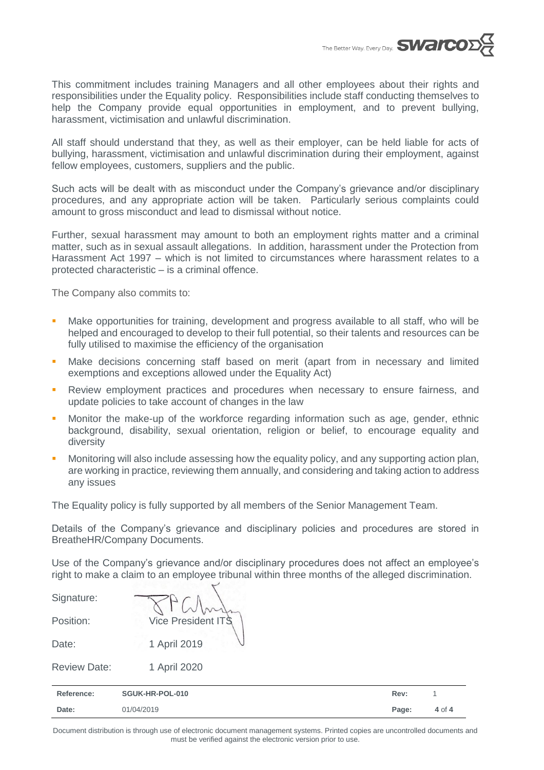This commitment includes training Managers and all other employees about their rights and responsibilities under the Equality policy. Responsibilities include staff conducting themselves to help the Company provide equal opportunities in employment, and to prevent bullying, harassment, victimisation and unlawful discrimination.

All staff should understand that they, as well as their employer, can be held liable for acts of bullying, harassment, victimisation and unlawful discrimination during their employment, against fellow employees, customers, suppliers and the public.

Such acts will be dealt with as misconduct under the Company's grievance and/or disciplinary procedures, and any appropriate action will be taken. Particularly serious complaints could amount to gross misconduct and lead to dismissal without notice.

Further, sexual harassment may amount to both an employment rights matter and a criminal matter, such as in sexual assault allegations. In addition, harassment under the Protection from Harassment Act 1997 – which is not limited to circumstances where harassment relates to a protected characteristic – is a criminal offence.

The Company also commits to:

- Make opportunities for training, development and progress available to all staff, who will be helped and encouraged to develop to their full potential, so their talents and resources can be fully utilised to maximise the efficiency of the organisation
- Make decisions concerning staff based on merit (apart from in necessary and limited exemptions and exceptions allowed under the Equality Act)
- Review employment practices and procedures when necessary to ensure fairness, and update policies to take account of changes in the law
- Monitor the make-up of the workforce regarding information such as age, gender, ethnic background, disability, sexual orientation, religion or belief, to encourage equality and diversity
- Monitoring will also include assessing how the equality policy, and any supporting action plan, are working in practice, reviewing them annually, and considering and taking action to address any issues

The Equality policy is fully supported by all members of the Senior Management Team.

Details of the Company's grievance and disciplinary policies and procedures are stored in BreatheHR/Company Documents.

Use of the Company's grievance and/or disciplinary procedures does not affect an employee's right to make a claim to an employee tribunal within three months of the alleged discrimination.

Signature:

Position: Vice President ITS

Date: 1 April 2019

Review Date: 1 April 2020

| | | | |
|---|---|---|---|
| **Reference:** | **SGUK-HR-POL-010** | **Rev:** | 1 |
| **Date:** | 01/04/2019 | **Page:** | **4** of **4** |

Document distribution is through use of electronic document management systems. Printed copies are uncontrolled documents and must be verified against the electronic version prior to use.